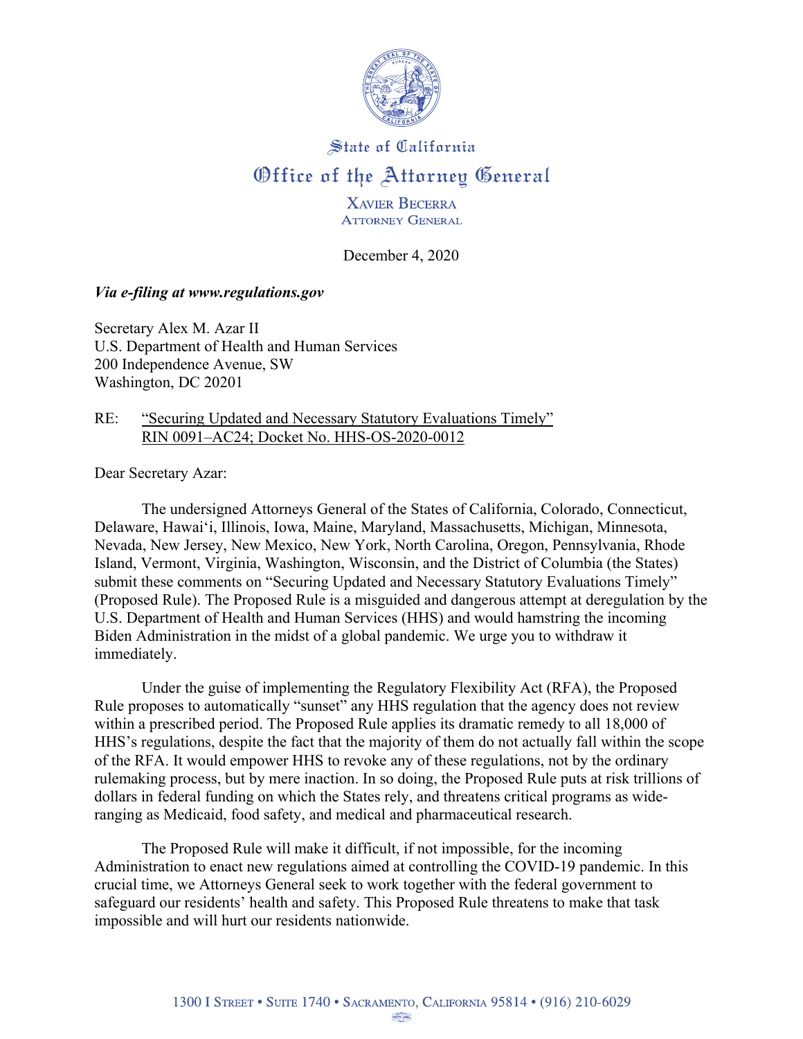State of California

# Office of the Attorney General

XAVIER BECERRA
ATTORNEY GENERAL

December 4, 2020

***Via e-filing at www.regulations.gov***

Secretary Alex M. Azar II
U.S. Department of Health and Human Services
200 Independence Avenue, SW
Washington, DC 20201

RE: "Securing Updated and Necessary Statutory Evaluations Timely"
RIN 0091–AC24; Docket No. HHS-OS-2020-0012

Dear Secretary Azar:

The undersigned Attorneys General of the States of California, Colorado, Connecticut, Delaware, Hawaiʻi, Illinois, Iowa, Maine, Maryland, Massachusetts, Michigan, Minnesota, Nevada, New Jersey, New Mexico, New York, North Carolina, Oregon, Pennsylvania, Rhode Island, Vermont, Virginia, Washington, Wisconsin, and the District of Columbia (the States) submit these comments on "Securing Updated and Necessary Statutory Evaluations Timely" (Proposed Rule). The Proposed Rule is a misguided and dangerous attempt at deregulation by the U.S. Department of Health and Human Services (HHS) and would hamstring the incoming Biden Administration in the midst of a global pandemic. We urge you to withdraw it immediately.

Under the guise of implementing the Regulatory Flexibility Act (RFA), the Proposed Rule proposes to automatically "sunset" any HHS regulation that the agency does not review within a prescribed period. The Proposed Rule applies its dramatic remedy to all 18,000 of HHS's regulations, despite the fact that the majority of them do not actually fall within the scope of the RFA. It would empower HHS to revoke any of these regulations, not by the ordinary rulemaking process, but by mere inaction. In so doing, the Proposed Rule puts at risk trillions of dollars in federal funding on which the States rely, and threatens critical programs as wide-ranging as Medicaid, food safety, and medical and pharmaceutical research.

The Proposed Rule will make it difficult, if not impossible, for the incoming Administration to enact new regulations aimed at controlling the COVID-19 pandemic. In this crucial time, we Attorneys General seek to work together with the federal government to safeguard our residents' health and safety. This Proposed Rule threatens to make that task impossible and will hurt our residents nationwide.

1300 I STREET • SUITE 1740 • SACRAMENTO, CALIFORNIA 95814 • (916) 210-6029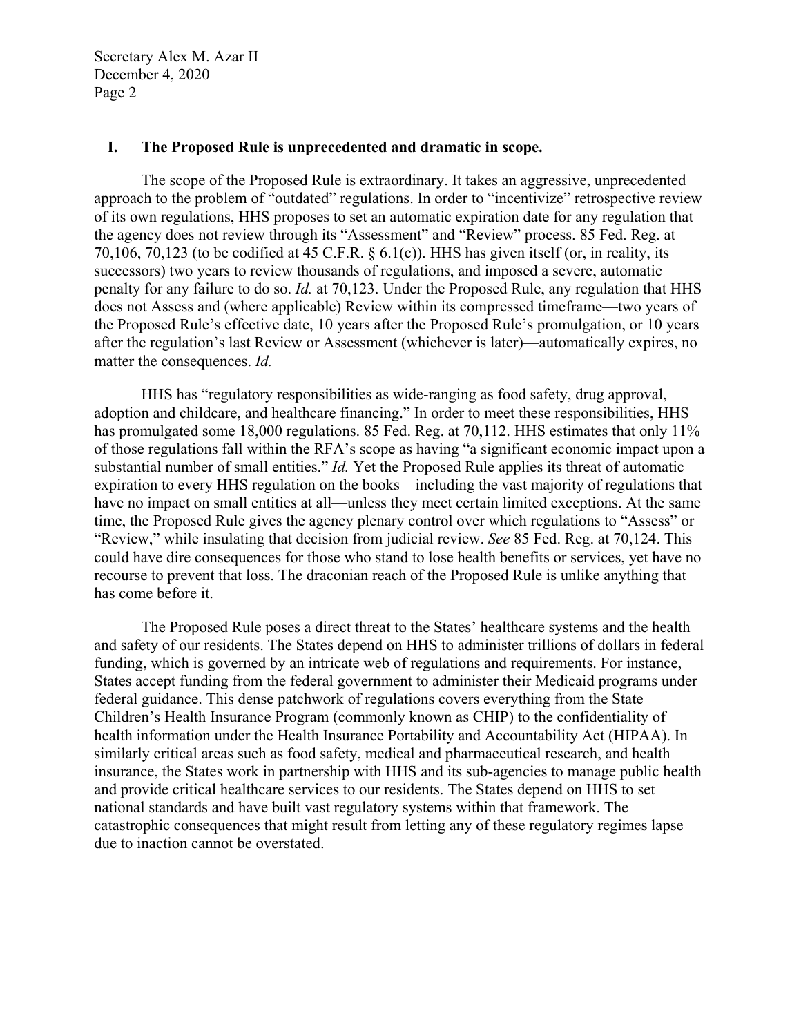## I. The Proposed Rule is unprecedented and dramatic in scope.

The scope of the Proposed Rule is extraordinary. It takes an aggressive, unprecedented approach to the problem of "outdated" regulations. In order to "incentivize" retrospective review of its own regulations, HHS proposes to set an automatic expiration date for any regulation that the agency does not review through its "Assessment" and "Review" process. 85 Fed. Reg. at 70,106, 70,123 (to be codified at 45 C.F.R. § 6.1(c)). HHS has given itself (or, in reality, its successors) two years to review thousands of regulations, and imposed a severe, automatic penalty for any failure to do so. *Id.* at 70,123. Under the Proposed Rule, any regulation that HHS does not Assess and (where applicable) Review within its compressed timeframe—two years of the Proposed Rule's effective date, 10 years after the Proposed Rule's promulgation, or 10 years after the regulation's last Review or Assessment (whichever is later)—automatically expires, no matter the consequences. *Id.*

HHS has "regulatory responsibilities as wide-ranging as food safety, drug approval, adoption and childcare, and healthcare financing." In order to meet these responsibilities, HHS has promulgated some 18,000 regulations. 85 Fed. Reg. at 70,112. HHS estimates that only 11% of those regulations fall within the RFA's scope as having "a significant economic impact upon a substantial number of small entities." *Id.* Yet the Proposed Rule applies its threat of automatic expiration to every HHS regulation on the books—including the vast majority of regulations that have no impact on small entities at all—unless they meet certain limited exceptions. At the same time, the Proposed Rule gives the agency plenary control over which regulations to "Assess" or "Review," while insulating that decision from judicial review. *See* 85 Fed. Reg. at 70,124. This could have dire consequences for those who stand to lose health benefits or services, yet have no recourse to prevent that loss. The draconian reach of the Proposed Rule is unlike anything that has come before it.

The Proposed Rule poses a direct threat to the States' healthcare systems and the health and safety of our residents. The States depend on HHS to administer trillions of dollars in federal funding, which is governed by an intricate web of regulations and requirements. For instance, States accept funding from the federal government to administer their Medicaid programs under federal guidance. This dense patchwork of regulations covers everything from the State Children's Health Insurance Program (commonly known as CHIP) to the confidentiality of health information under the Health Insurance Portability and Accountability Act (HIPAA). In similarly critical areas such as food safety, medical and pharmaceutical research, and health insurance, the States work in partnership with HHS and its sub-agencies to manage public health and provide critical healthcare services to our residents. The States depend on HHS to set national standards and have built vast regulatory systems within that framework. The catastrophic consequences that might result from letting any of these regulatory regimes lapse due to inaction cannot be overstated.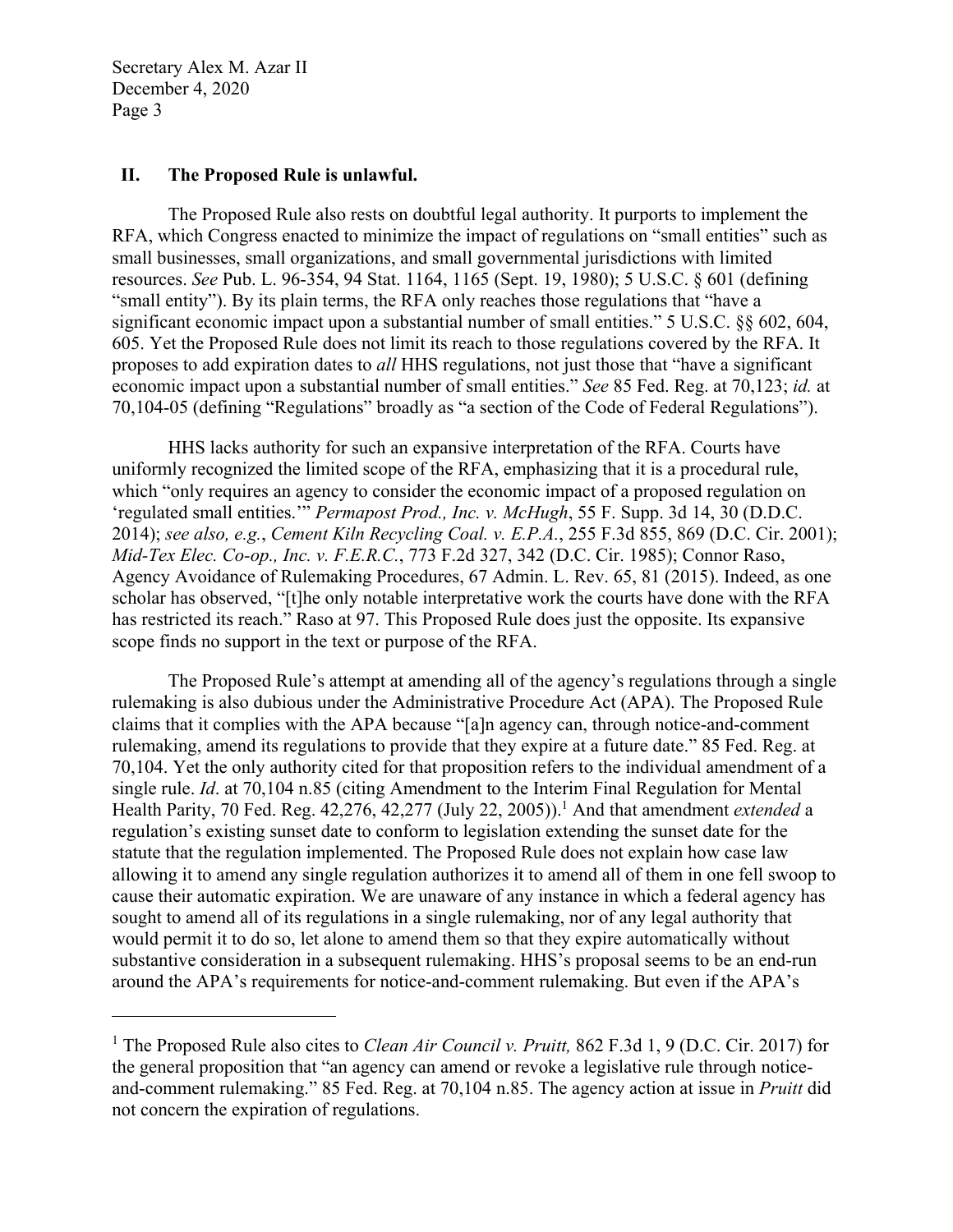## II. The Proposed Rule is unlawful.

The Proposed Rule also rests on doubtful legal authority. It purports to implement the RFA, which Congress enacted to minimize the impact of regulations on "small entities" such as small businesses, small organizations, and small governmental jurisdictions with limited resources. *See* Pub. L. 96-354, 94 Stat. 1164, 1165 (Sept. 19, 1980); 5 U.S.C. § 601 (defining "small entity"). By its plain terms, the RFA only reaches those regulations that "have a significant economic impact upon a substantial number of small entities." 5 U.S.C. §§ 602, 604, 605. Yet the Proposed Rule does not limit its reach to those regulations covered by the RFA. It proposes to add expiration dates to *all* HHS regulations, not just those that "have a significant economic impact upon a substantial number of small entities." *See* 85 Fed. Reg. at 70,123; *id.* at 70,104-05 (defining "Regulations" broadly as "a section of the Code of Federal Regulations").

HHS lacks authority for such an expansive interpretation of the RFA. Courts have uniformly recognized the limited scope of the RFA, emphasizing that it is a procedural rule, which "only requires an agency to consider the economic impact of a proposed regulation on 'regulated small entities.'" *Permapost Prod., Inc. v. McHugh*, 55 F. Supp. 3d 14, 30 (D.D.C. 2014); *see also, e.g.*, *Cement Kiln Recycling Coal. v. E.P.A.*, 255 F.3d 855, 869 (D.C. Cir. 2001); *Mid-Tex Elec. Co-op., Inc. v. F.E.R.C.*, 773 F.2d 327, 342 (D.C. Cir. 1985); Connor Raso, Agency Avoidance of Rulemaking Procedures, 67 Admin. L. Rev. 65, 81 (2015). Indeed, as one scholar has observed, "[t]he only notable interpretative work the courts have done with the RFA has restricted its reach." Raso at 97. This Proposed Rule does just the opposite. Its expansive scope finds no support in the text or purpose of the RFA.

The Proposed Rule's attempt at amending all of the agency's regulations through a single rulemaking is also dubious under the Administrative Procedure Act (APA). The Proposed Rule claims that it complies with the APA because "[a]n agency can, through notice-and-comment rulemaking, amend its regulations to provide that they expire at a future date." 85 Fed. Reg. at 70,104. Yet the only authority cited for that proposition refers to the individual amendment of a single rule. *Id*. at 70,104 n.85 (citing Amendment to the Interim Final Regulation for Mental Health Parity, 70 Fed. Reg. 42,276, 42,277 (July 22, 2005)).[1] And that amendment *extended* a regulation's existing sunset date to conform to legislation extending the sunset date for the statute that the regulation implemented. The Proposed Rule does not explain how case law allowing it to amend any single regulation authorizes it to amend all of them in one fell swoop to cause their automatic expiration. We are unaware of any instance in which a federal agency has sought to amend all of its regulations in a single rulemaking, nor of any legal authority that would permit it to do so, let alone to amend them so that they expire automatically without substantive consideration in a subsequent rulemaking. HHS's proposal seems to be an end-run around the APA's requirements for notice-and-comment rulemaking. But even if the APA's

---

[1] The Proposed Rule also cites to *Clean Air Council v. Pruitt,* 862 F.3d 1, 9 (D.C. Cir. 2017) for the general proposition that "an agency can amend or revoke a legislative rule through notice-and-comment rulemaking." 85 Fed. Reg. at 70,104 n.85. The agency action at issue in *Pruitt* did not concern the expiration of regulations.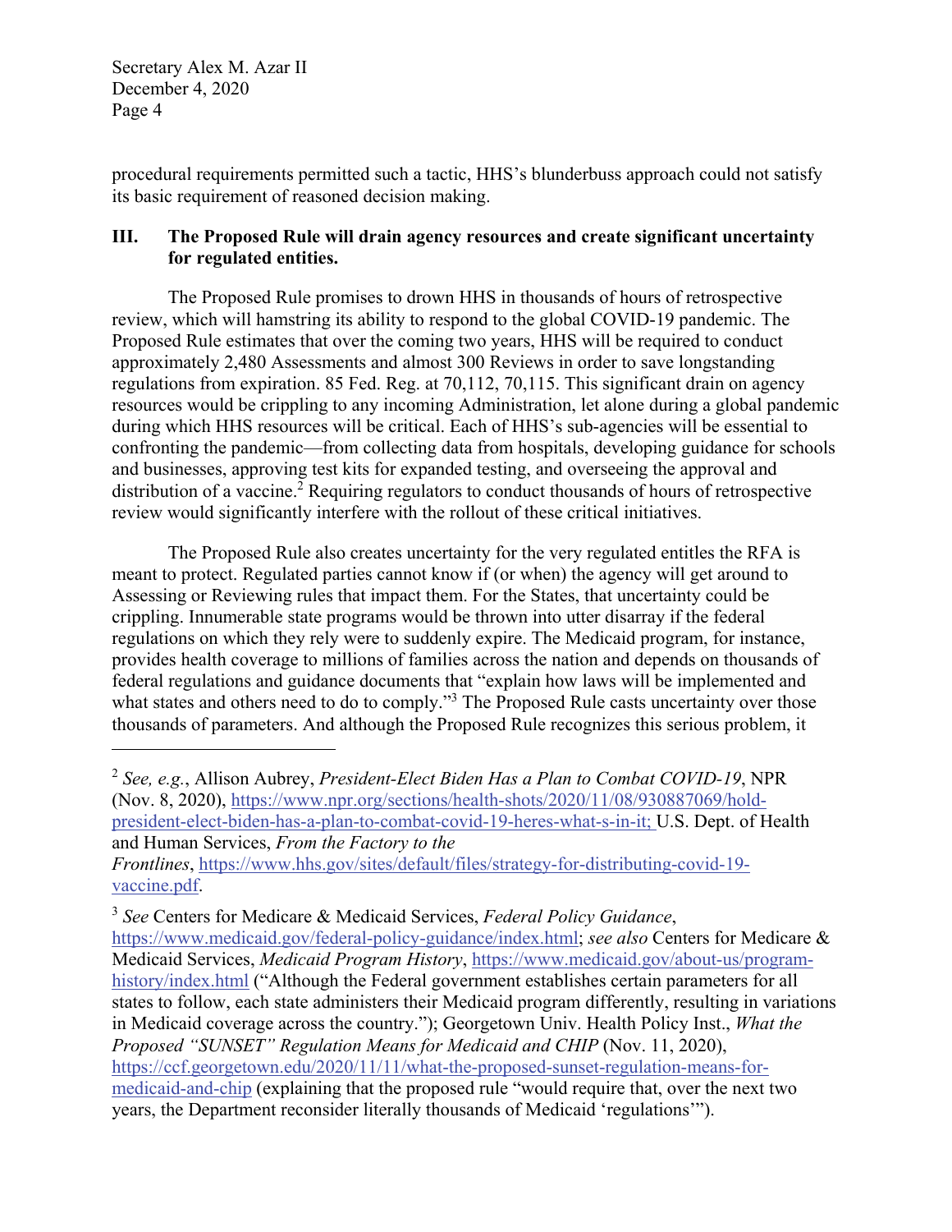procedural requirements permitted such a tactic, HHS's blunderbuss approach could not satisfy its basic requirement of reasoned decision making.

## III. The Proposed Rule will drain agency resources and create significant uncertainty for regulated entities.

The Proposed Rule promises to drown HHS in thousands of hours of retrospective review, which will hamstring its ability to respond to the global COVID-19 pandemic. The Proposed Rule estimates that over the coming two years, HHS will be required to conduct approximately 2,480 Assessments and almost 300 Reviews in order to save longstanding regulations from expiration. 85 Fed. Reg. at 70,112, 70,115. This significant drain on agency resources would be crippling to any incoming Administration, let alone during a global pandemic during which HHS resources will be critical. Each of HHS's sub-agencies will be essential to confronting the pandemic—from collecting data from hospitals, developing guidance for schools and businesses, approving test kits for expanded testing, and overseeing the approval and distribution of a vaccine.[2] Requiring regulators to conduct thousands of hours of retrospective review would significantly interfere with the rollout of these critical initiatives.

The Proposed Rule also creates uncertainty for the very regulated entitles the RFA is meant to protect. Regulated parties cannot know if (or when) the agency will get around to Assessing or Reviewing rules that impact them. For the States, that uncertainty could be crippling. Innumerable state programs would be thrown into utter disarray if the federal regulations on which they rely were to suddenly expire. The Medicaid program, for instance, provides health coverage to millions of families across the nation and depends on thousands of federal regulations and guidance documents that "explain how laws will be implemented and what states and others need to do to comply."[3] The Proposed Rule casts uncertainty over those thousands of parameters. And although the Proposed Rule recognizes this serious problem, it

---

[2] *See, e.g.*, Allison Aubrey, *President-Elect Biden Has a Plan to Combat COVID-19*, NPR (Nov. 8, 2020), https://www.npr.org/sections/health-shots/2020/11/08/930887069/hold-president-elect-biden-has-a-plan-to-combat-covid-19-heres-what-s-in-it; U.S. Dept. of Health and Human Services, *From the Factory to the Frontlines*, https://www.hhs.gov/sites/default/files/strategy-for-distributing-covid-19-vaccine.pdf.

[3] *See* Centers for Medicare & Medicaid Services, *Federal Policy Guidance*, https://www.medicaid.gov/federal-policy-guidance/index.html; *see also* Centers for Medicare & Medicaid Services, *Medicaid Program History*, https://www.medicaid.gov/about-us/program-history/index.html ("Although the Federal government establishes certain parameters for all states to follow, each state administers their Medicaid program differently, resulting in variations in Medicaid coverage across the country."); Georgetown Univ. Health Policy Inst., *What the Proposed "SUNSET" Regulation Means for Medicaid and CHIP* (Nov. 11, 2020), https://ccf.georgetown.edu/2020/11/11/what-the-proposed-sunset-regulation-means-for-medicaid-and-chip (explaining that the proposed rule "would require that, over the next two years, the Department reconsider literally thousands of Medicaid 'regulations'").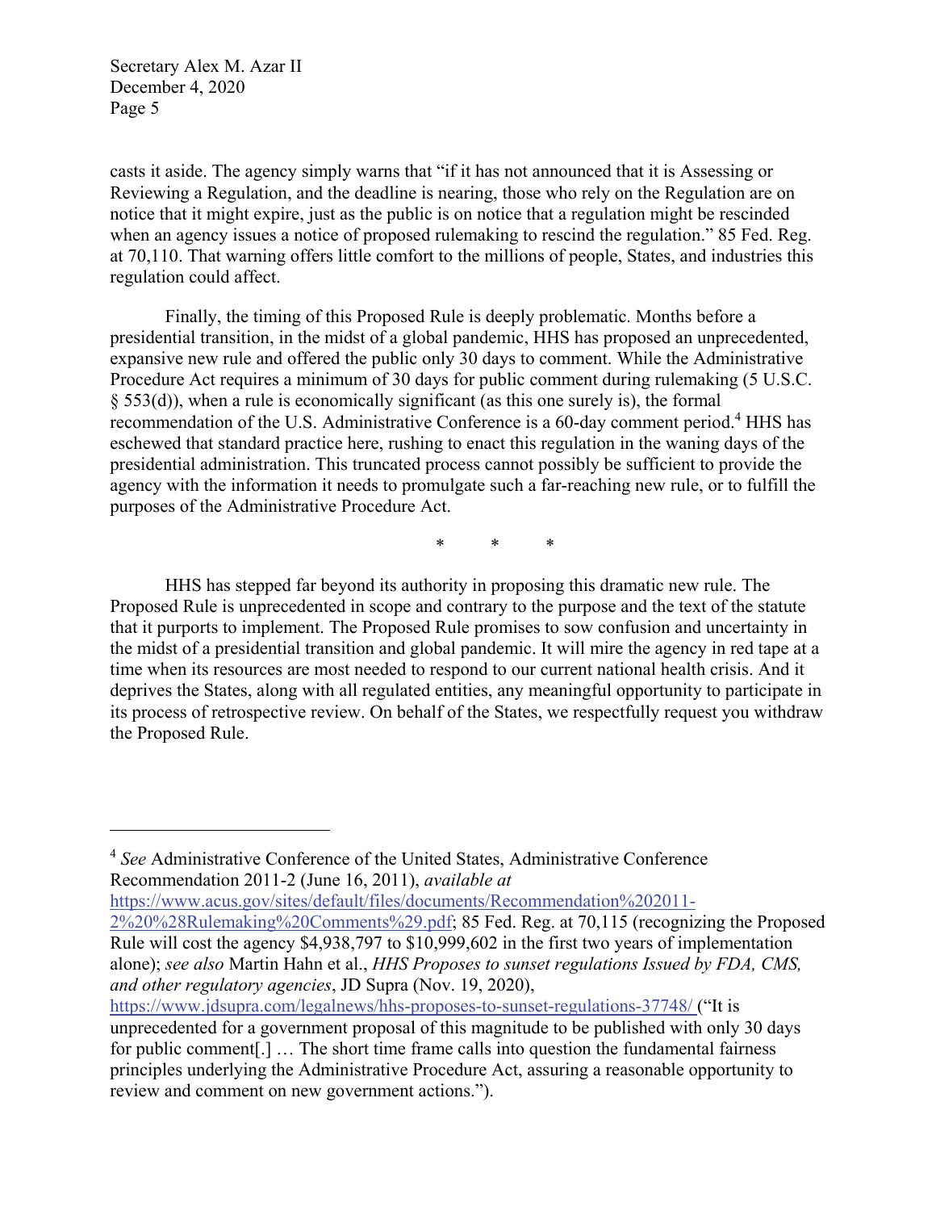casts it aside. The agency simply warns that "if it has not announced that it is Assessing or Reviewing a Regulation, and the deadline is nearing, those who rely on the Regulation are on notice that it might expire, just as the public is on notice that a regulation might be rescinded when an agency issues a notice of proposed rulemaking to rescind the regulation." 85 Fed. Reg. at 70,110. That warning offers little comfort to the millions of people, States, and industries this regulation could affect.

Finally, the timing of this Proposed Rule is deeply problematic. Months before a presidential transition, in the midst of a global pandemic, HHS has proposed an unprecedented, expansive new rule and offered the public only 30 days to comment. While the Administrative Procedure Act requires a minimum of 30 days for public comment during rulemaking (5 U.S.C. § 553(d)), when a rule is economically significant (as this one surely is), the formal recommendation of the U.S. Administrative Conference is a 60-day comment period.[4] HHS has eschewed that standard practice here, rushing to enact this regulation in the waning days of the presidential administration. This truncated process cannot possibly be sufficient to provide the agency with the information it needs to promulgate such a far-reaching new rule, or to fulfill the purposes of the Administrative Procedure Act.

\* \* \*

HHS has stepped far beyond its authority in proposing this dramatic new rule. The Proposed Rule is unprecedented in scope and contrary to the purpose and the text of the statute that it purports to implement. The Proposed Rule promises to sow confusion and uncertainty in the midst of a presidential transition and global pandemic. It will mire the agency in red tape at a time when its resources are most needed to respond to our current national health crisis. And it deprives the States, along with all regulated entities, any meaningful opportunity to participate in its process of retrospective review. On behalf of the States, we respectfully request you withdraw the Proposed Rule.

---

[4] *See* Administrative Conference of the United States, Administrative Conference Recommendation 2011-2 (June 16, 2011), *available at* https://www.acus.gov/sites/default/files/documents/Recommendation%202011-2%20%28Rulemaking%20Comments%29.pdf; 85 Fed. Reg. at 70,115 (recognizing the Proposed Rule will cost the agency $4,938,797 to $10,999,602 in the first two years of implementation alone); *see also* Martin Hahn et al., *HHS Proposes to sunset regulations Issued by FDA, CMS, and other regulatory agencies*, JD Supra (Nov. 19, 2020), https://www.jdsupra.com/legalnews/hhs-proposes-to-sunset-regulations-37748/ ("It is unprecedented for a government proposal of this magnitude to be published with only 30 days for public comment[.] … The short time frame calls into question the fundamental fairness principles underlying the Administrative Procedure Act, assuring a reasonable opportunity to review and comment on new government actions.").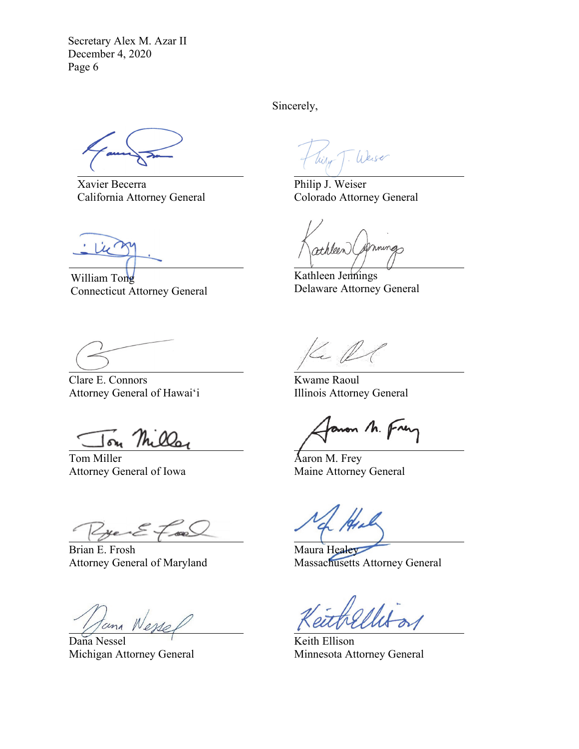Sincerely,

Xavier Becerra
California Attorney General

Philip J. Weiser
Colorado Attorney General

William Tong
Connecticut Attorney General

Kathleen Jennings
Delaware Attorney General

Clare E. Connors
Attorney General of Hawai'i

Kwame Raoul
Illinois Attorney General

Tom Miller
Attorney General of Iowa

Aaron M. Frey
Maine Attorney General

Brian E. Frosh
Attorney General of Maryland

Maura Healey
Massachusetts Attorney General

Dana Nessel
Michigan Attorney General

Keith Ellison
Minnesota Attorney General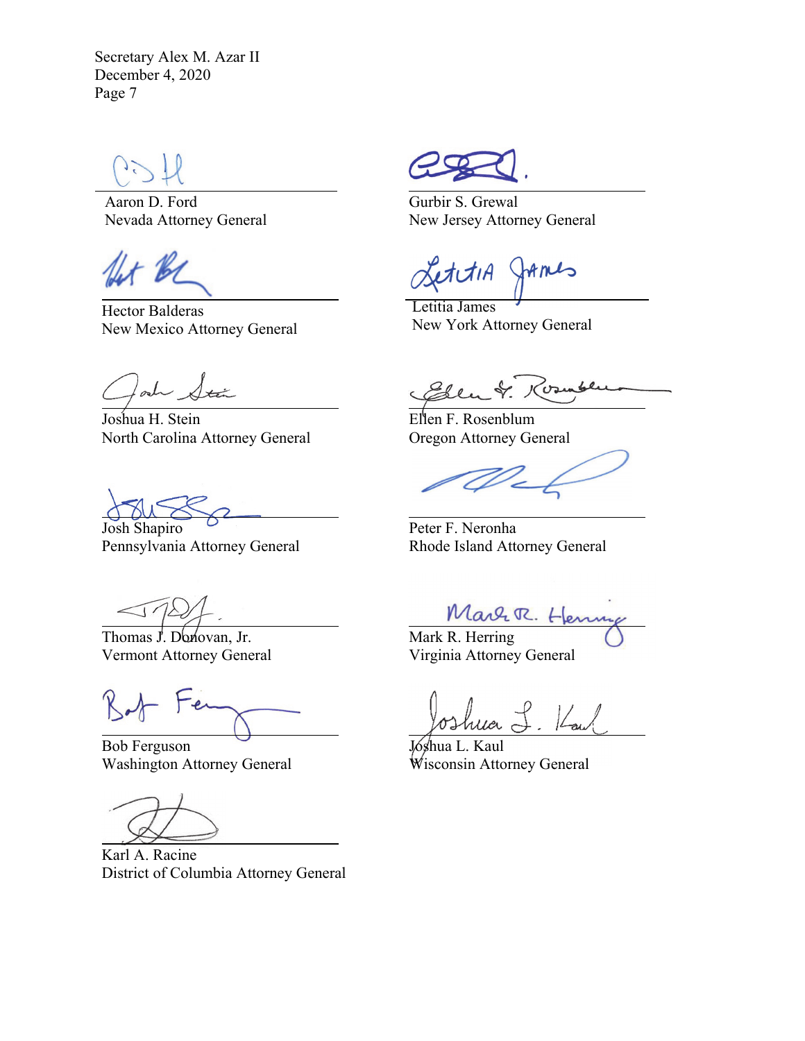Aaron D. Ford
Nevada Attorney General

Gurbir S. Grewal
New Jersey Attorney General

Hector Balderas
New Mexico Attorney General

Letitia James
New York Attorney General

Joshua H. Stein
North Carolina Attorney General

Ellen F. Rosenblum
Oregon Attorney General

Josh Shapiro
Pennsylvania Attorney General

Peter F. Neronha
Rhode Island Attorney General

Thomas J. Donovan, Jr.
Vermont Attorney General

Mark R. Herring
Virginia Attorney General

Bob Ferguson
Washington Attorney General

Joshua L. Kaul
Wisconsin Attorney General

Karl A. Racine
District of Columbia Attorney General